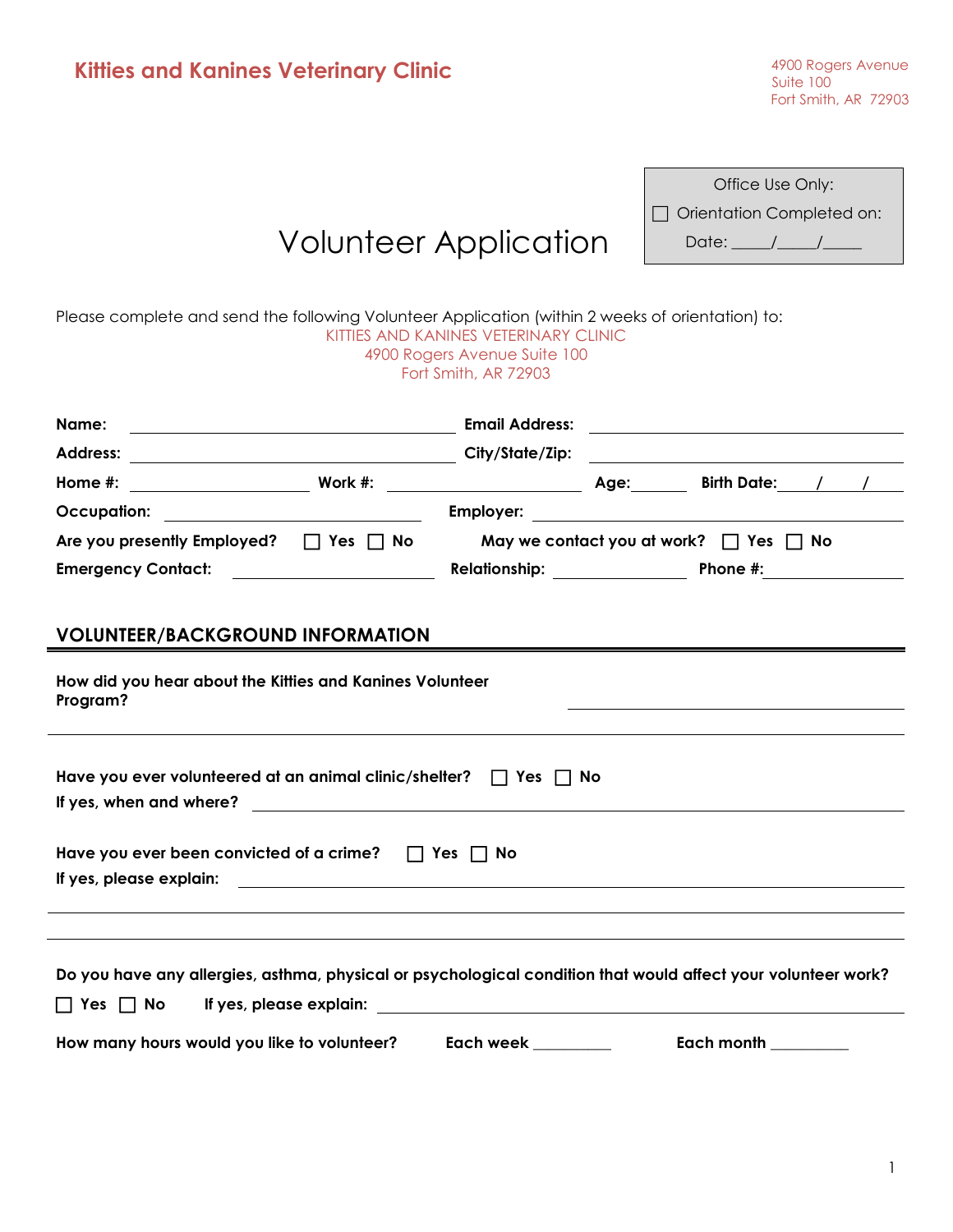**Kitties and Kanines Veterinary Clinic**

4900 Rogers Avenue
Suite 100
Fort Smith, AR 72903

Office Use Only:
☐ Orientation Completed on:
Date: _____/_____/_____

# Volunteer Application

Please complete and send the following Volunteer Application (within 2 weeks of orientation) to:

KITTIES AND KANINES VETERINARY CLINIC
4900 Rogers Avenue Suite 100
Fort Smith, AR 72903

**Name:** ______________________ **Email Address:** ______________________

**Address:** ______________________ **City/State/Zip:** ______________________

**Home #:** ______________ **Work #:** ______________ **Age:** ______ **Birth Date:** ___/___/___

**Occupation:** ______________________ **Employer:** ______________________

**Are you presently Employed?** ☐ Yes ☐ No **May we contact you at work?** ☐ Yes ☐ No

**Emergency Contact:** ______________ **Relationship:** ______________ **Phone #:** ______________

## VOLUNTEER/BACKGROUND INFORMATION

**How did you hear about the Kitties and Kanines Volunteer Program?** ______________________

**Have you ever volunteered at an animal clinic/shelter?** ☐ Yes ☐ No

**If yes, when and where?** ______________________

**Have you ever been convicted of a crime?** ☐ Yes ☐ No

**If yes, please explain:** ______________________

**Do you have any allergies, asthma, physical or psychological condition that would affect your volunteer work?**

☐ Yes ☐ No **If yes, please explain:** ______________________

**How many hours would you like to volunteer?** **Each week** __________ **Each month** __________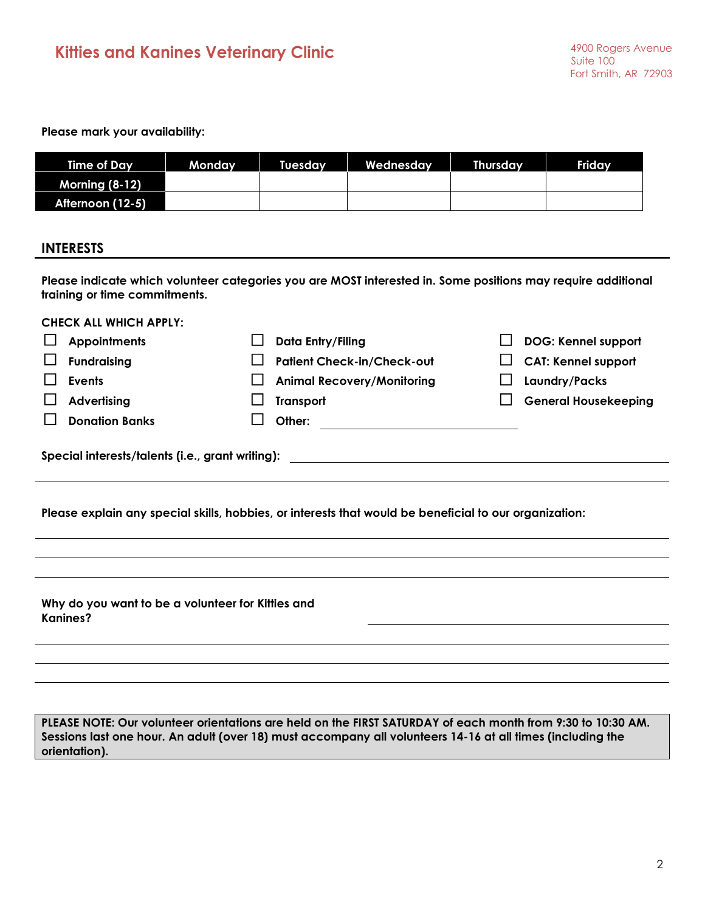**Kitties and Kanines Veterinary Clinic**

4900 Rogers Avenue
Suite 100
Fort Smith, AR 72903

**Please mark your availability:**

| Time of Day | Monday | Tuesday | Wednesday | Thursday | Friday |
|---|---|---|---|---|---|
| Morning (8-12) | | | | | |
| Afternoon (12-5) | | | | | |

## INTERESTS

**Please indicate which volunteer categories you are MOST interested in. Some positions may require additional training or time commitments.**

**CHECK ALL WHICH APPLY:**

- ☐ Appointments
- ☐ Fundraising
- ☐ Events
- ☐ Advertising
- ☐ Donation Banks
- ☐ Data Entry/Filing
- ☐ Patient Check-in/Check-out
- ☐ Animal Recovery/Monitoring
- ☐ Transport
- ☐ Other: ______________________
- ☐ DOG: Kennel support
- ☐ CAT: Kennel support
- ☐ Laundry/Packs
- ☐ General Housekeeping

**Special interests/talents (i.e., grant writing):** ______________________________________________

______________________________________________________________________

**Please explain any special skills, hobbies, or interests that would be beneficial to our organization:**

______________________________________________________________________

______________________________________________________________________

______________________________________________________________________

**Why do you want to be a volunteer for Kitties and Kanines?** ______________________________________________

______________________________________________________________________

______________________________________________________________________

______________________________________________________________________

**PLEASE NOTE: Our volunteer orientations are held on the FIRST SATURDAY of each month from 9:30 to 10:30 AM. Sessions last one hour. An adult (over 18) must accompany all volunteers 14-16 at all times (including the orientation).**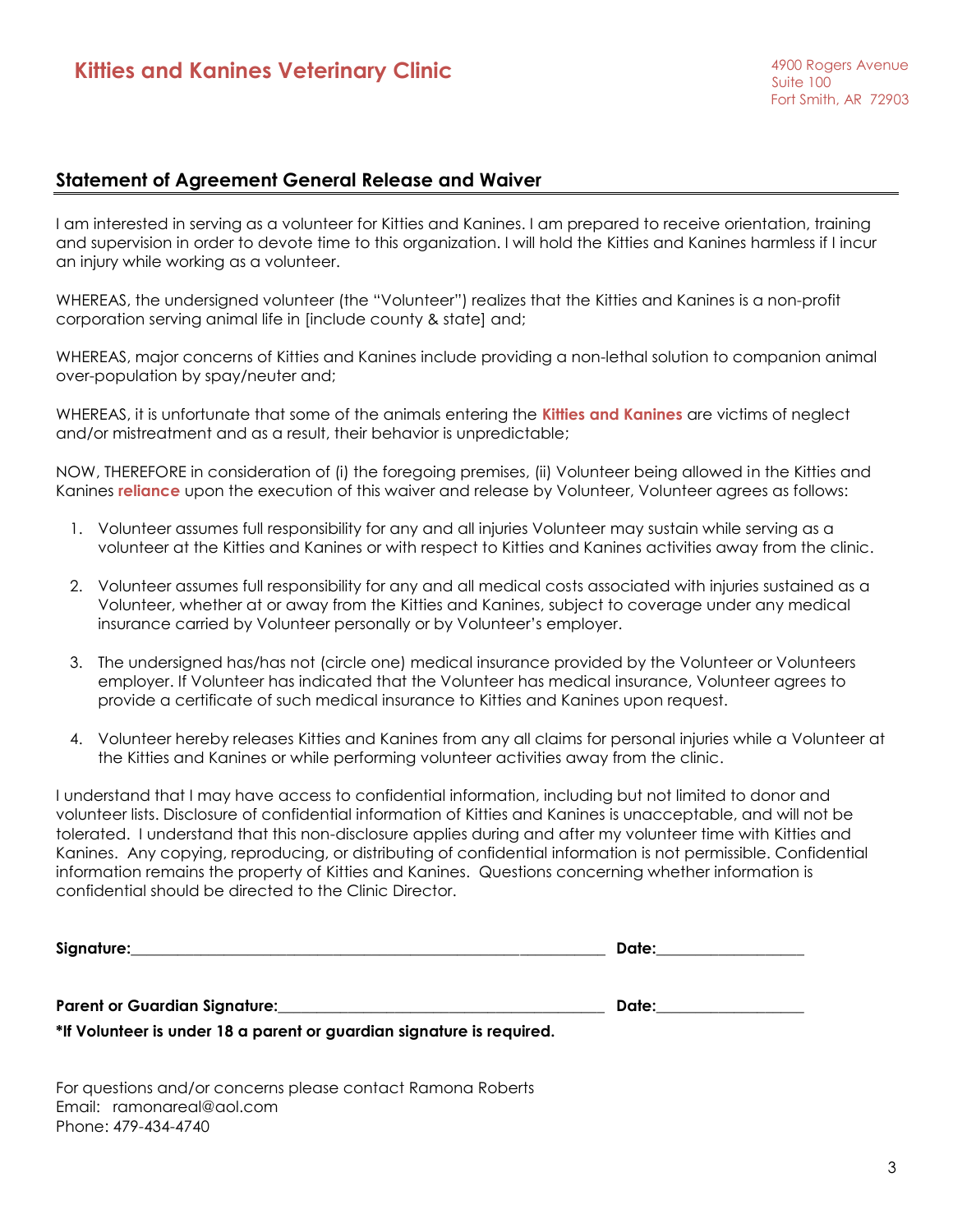# Kitties and Kanines Veterinary Clinic

4900 Rogers Avenue
Suite 100
Fort Smith, AR 72903

## Statement of Agreement General Release and Waiver

I am interested in serving as a volunteer for Kitties and Kanines. I am prepared to receive orientation, training and supervision in order to devote time to this organization. I will hold the Kitties and Kanines harmless if I incur an injury while working as a volunteer.

WHEREAS, the undersigned volunteer (the "Volunteer") realizes that the Kitties and Kanines is a non-profit corporation serving animal life in [include county & state] and;

WHEREAS, major concerns of Kitties and Kanines include providing a non-lethal solution to companion animal over-population by spay/neuter and;

WHEREAS, it is unfortunate that some of the animals entering the **Kitties and Kanines** are victims of neglect and/or mistreatment and as a result, their behavior is unpredictable;

NOW, THEREFORE in consideration of (i) the foregoing premises, (ii) Volunteer being allowed in the Kitties and Kanines **reliance** upon the execution of this waiver and release by Volunteer, Volunteer agrees as follows:

1. Volunteer assumes full responsibility for any and all injuries Volunteer may sustain while serving as a volunteer at the Kitties and Kanines or with respect to Kitties and Kanines activities away from the clinic.
2. Volunteer assumes full responsibility for any and all medical costs associated with injuries sustained as a Volunteer, whether at or away from the Kitties and Kanines, subject to coverage under any medical insurance carried by Volunteer personally or by Volunteer's employer.
3. The undersigned has/has not (circle one) medical insurance provided by the Volunteer or Volunteers employer. If Volunteer has indicated that the Volunteer has medical insurance, Volunteer agrees to provide a certificate of such medical insurance to Kitties and Kanines upon request.
4. Volunteer hereby releases Kitties and Kanines from any all claims for personal injuries while a Volunteer at the Kitties and Kanines or while performing volunteer activities away from the clinic.

I understand that I may have access to confidential information, including but not limited to donor and volunteer lists. Disclosure of confidential information of Kitties and Kanines is unacceptable, and will not be tolerated. I understand that this non-disclosure applies during and after my volunteer time with Kitties and Kanines. Any copying, reproducing, or distributing of confidential information is not permissible. Confidential information remains the property of Kitties and Kanines. Questions concerning whether information is confidential should be directed to the Clinic Director.

**Signature:**_______________________________________________ **Date:**_______________

**Parent or Guardian Signature:**________________________________ **Date:**_______________

**\*If Volunteer is under 18 a parent or guardian signature is required.**

For questions and/or concerns please contact Ramona Roberts
Email: ramonareal@aol.com
Phone: 479-434-4740